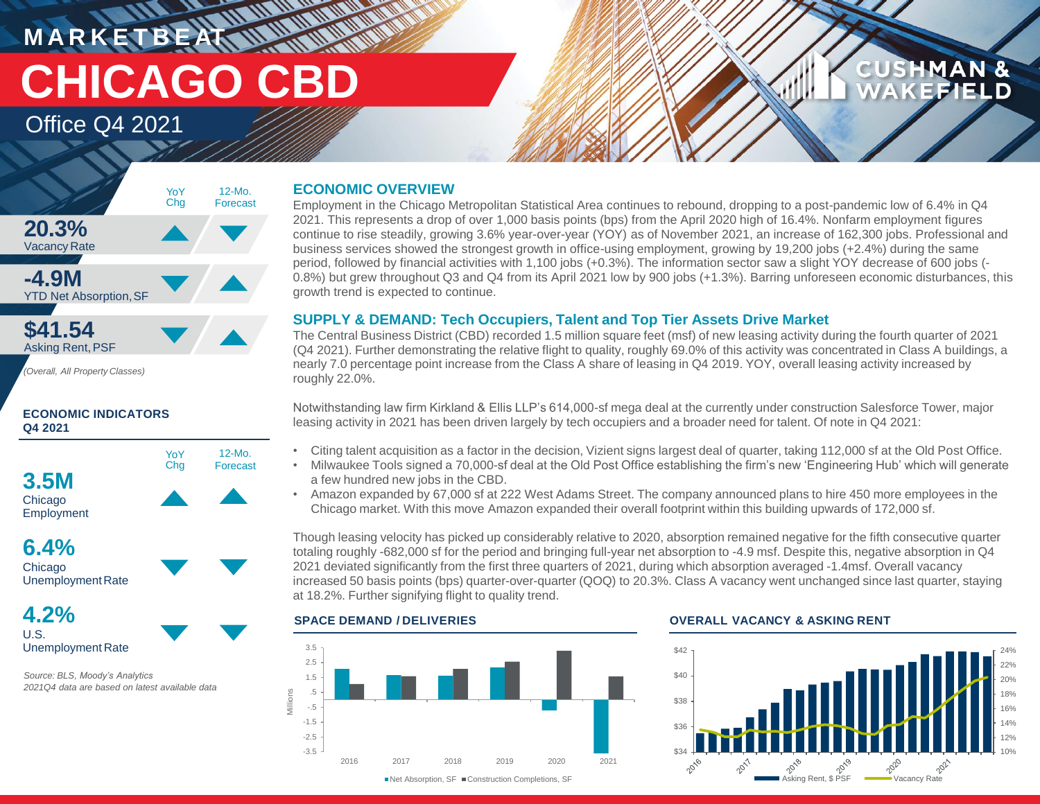# MARKETBEAT

# CHICAGO CBD

## Office Q4 2021

CUSHMAN & WAKEFIELD

| | YoY Chg | 12-Mo. Forecast |
|---|---|---|
| **20.3%** Vacancy Rate | ▲ | ▼ |
| **-4.9M** YTD Net Absorption, SF | ▼ | ▲ |
| **$41.54** Asking Rent, PSF | ▼ | ▲ |

*(Overall, All Property Classes)*

### ECONOMIC INDICATORS Q4 2021

| | YoY Chg | 12-Mo. Forecast |
|---|---|---|
| **3.5M** Chicago Employment | ▲ | ▲ |
| **6.4%** Chicago Unemployment Rate | ▼ | ▼ |
| **4.2%** U.S. Unemployment Rate | ▼ | ▼ |

*Source: BLS, Moody's Analytics*
*2021Q4 data are based on latest available data*

### ECONOMIC OVERVIEW

Employment in the Chicago Metropolitan Statistical Area continues to rebound, dropping to a post-pandemic low of 6.4% in Q4 2021. This represents a drop of over 1,000 basis points (bps) from the April 2020 high of 16.4%. Nonfarm employment figures continue to rise steadily, growing 3.6% year-over-year (YOY) as of November 2021, an increase of 162,300 jobs. Professional and business services showed the strongest growth in office-using employment, growing by 19,200 jobs (+2.4%) during the same period, followed by financial activities with 1,100 jobs (+0.3%). The information sector saw a slight YOY decrease of 600 jobs (-0.8%) but grew throughout Q3 and Q4 from its April 2021 low by 900 jobs (+1.3%). Barring unforeseen economic disturbances, this growth trend is expected to continue.

### SUPPLY & DEMAND: Tech Occupiers, Talent and Top Tier Assets Drive Market

The Central Business District (CBD) recorded 1.5 million square feet (msf) of new leasing activity during the fourth quarter of 2021 (Q4 2021). Further demonstrating the relative flight to quality, roughly 69.0% of this activity was concentrated in Class A buildings, a nearly 7.0 percentage point increase from the Class A share of leasing in Q4 2019. YOY, overall leasing activity increased by roughly 22.0%.

Notwithstanding law firm Kirkland & Ellis LLP's 614,000-sf mega deal at the currently under construction Salesforce Tower, major leasing activity in 2021 has been driven largely by tech occupiers and a broader need for talent. Of note in Q4 2021:

- Citing talent acquisition as a factor in the decision, Vizient signs largest deal of quarter, taking 112,000 sf at the Old Post Office.
- Milwaukee Tools signed a 70,000-sf deal at the Old Post Office establishing the firm's new 'Engineering Hub' which will generate a few hundred new jobs in the CBD.
- Amazon expanded by 67,000 sf at 222 West Adams Street. The company announced plans to hire 450 more employees in the Chicago market. With this move Amazon expanded their overall footprint within this building upwards of 172,000 sf.

Though leasing velocity has picked up considerably relative to 2020, absorption remained negative for the fifth consecutive quarter totaling roughly -682,000 sf for the period and bringing full-year net absorption to -4.9 msf. Despite this, negative absorption in Q4 2021 deviated significantly from the first three quarters of 2021, during which absorption averaged -1.4msf. Overall vacancy increased 50 basis points (bps) quarter-over-quarter (QOQ) to 20.3%. Class A vacancy went unchanged since last quarter, staying at 18.2%. Further signifying flight to quality trend.

### SPACE DEMAND / DELIVERIES

Net Absorption, SF / Construction Completions, SF (Millions), 2016–2021

### OVERALL VACANCY & ASKING RENT

Asking Rent, $ PSF / Vacancy Rate, 2016–2021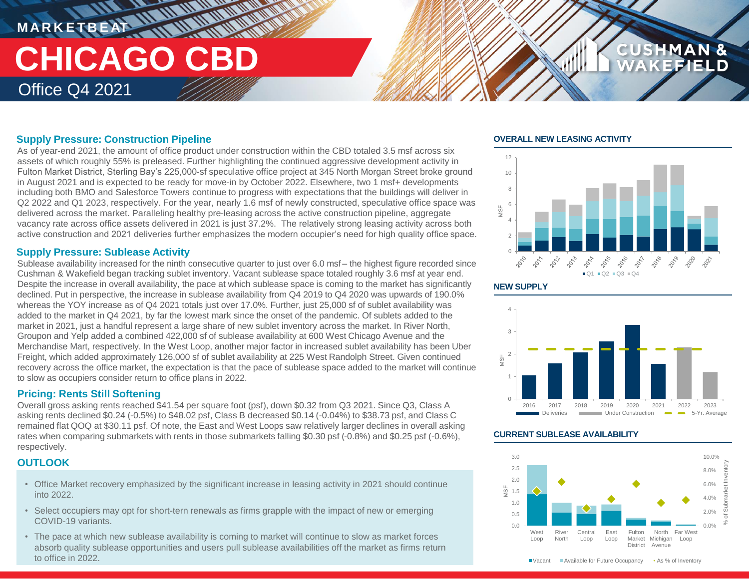MARKETBEAT

# CHICAGO CBD

Office Q4 2021

## Supply Pressure: Construction Pipeline

As of year-end 2021, the amount of office product under construction within the CBD totaled 3.5 msf across six assets of which roughly 55% is preleased. Further highlighting the continued aggressive development activity in Fulton Market District, Sterling Bay's 225,000-sf speculative office project at 345 North Morgan Street broke ground in August 2021 and is expected to be ready for move-in by October 2022. Elsewhere, two 1 msf+ developments including both BMO and Salesforce Towers continue to progress with expectations that the buildings will deliver in Q2 2022 and Q1 2023, respectively. For the year, nearly 1.6 msf of newly constructed, speculative office space was delivered across the market. Paralleling healthy pre-leasing across the active construction pipeline, aggregate vacancy rate across office assets delivered in 2021 is just 37.2%. The relatively strong leasing activity across both active construction and 2021 deliveries further emphasizes the modern occupier's need for high quality office space.

## Supply Pressure: Sublease Activity

Sublease availability increased for the ninth consecutive quarter to just over 6.0 msf – the highest figure recorded since Cushman & Wakefield began tracking sublet inventory. Vacant sublease space totaled roughly 3.6 msf at year end. Despite the increase in overall availability, the pace at which sublease space is coming to the market has significantly declined. Put in perspective, the increase in sublease availability from Q4 2019 to Q4 2020 was upwards of 190.0% whereas the YOY increase as of Q4 2021 totals just over 17.0%. Further, just 25,000 sf of sublet availability was added to the market in Q4 2021, by far the lowest mark since the onset of the pandemic. Of sublets added to the market in 2021, just a handful represent a large share of new sublet inventory across the market. In River North, Groupon and Yelp added a combined 422,000 sf of sublease availability at 600 West Chicago Avenue and the Merchandise Mart, respectively. In the West Loop, another major factor in increased sublet availability has been Uber Freight, which added approximately 126,000 sf of sublet availability at 225 West Randolph Street. Given continued recovery across the office market, the expectation is that the pace of sublease space added to the market will continue to slow as occupiers consider return to office plans in 2022.

## Pricing: Rents Still Softening

Overall gross asking rents reached $41.54 per square foot (psf), down $0.32 from Q3 2021. Since Q3, Class A asking rents declined $0.24 (-0.5%) to $48.02 psf, Class B decreased $0.14 (-0.04%) to $38.73 psf, and Class C remained flat QOQ at $30.11 psf. Of note, the East and West Loops saw relatively larger declines in overall asking rates when comparing submarkets with rents in those submarkets falling $0.30 psf (-0.8%) and $0.25 psf (-0.6%), respectively.

## OUTLOOK

- Office Market recovery emphasized by the significant increase in leasing activity in 2021 should continue into 2022.
- Select occupiers may opt for short-tern renewals as firms grapple with the impact of new or emerging COVID-19 variants.
- The pace at which new sublease availability is coming to market will continue to slow as market forces absorb quality sublease opportunities and users pull sublease availabilities off the market as firms return to office in 2022.

### OVERALL NEW LEASING ACTIVITY

MSF; 2010–2021; Q1, Q2, Q3, Q4

### NEW SUPPLY

MSF; 2016–2023; Deliveries, Under Construction, 5-Yr. Average

### CURRENT SUBLEASE AVAILABILITY

MSF; % of Submarket Inventory; West Loop, River North, Central Loop, East Loop, Fulton Market District, North Michigan Avenue, Far West Loop

Vacant | Available for Future Occupancy | As % of Inventory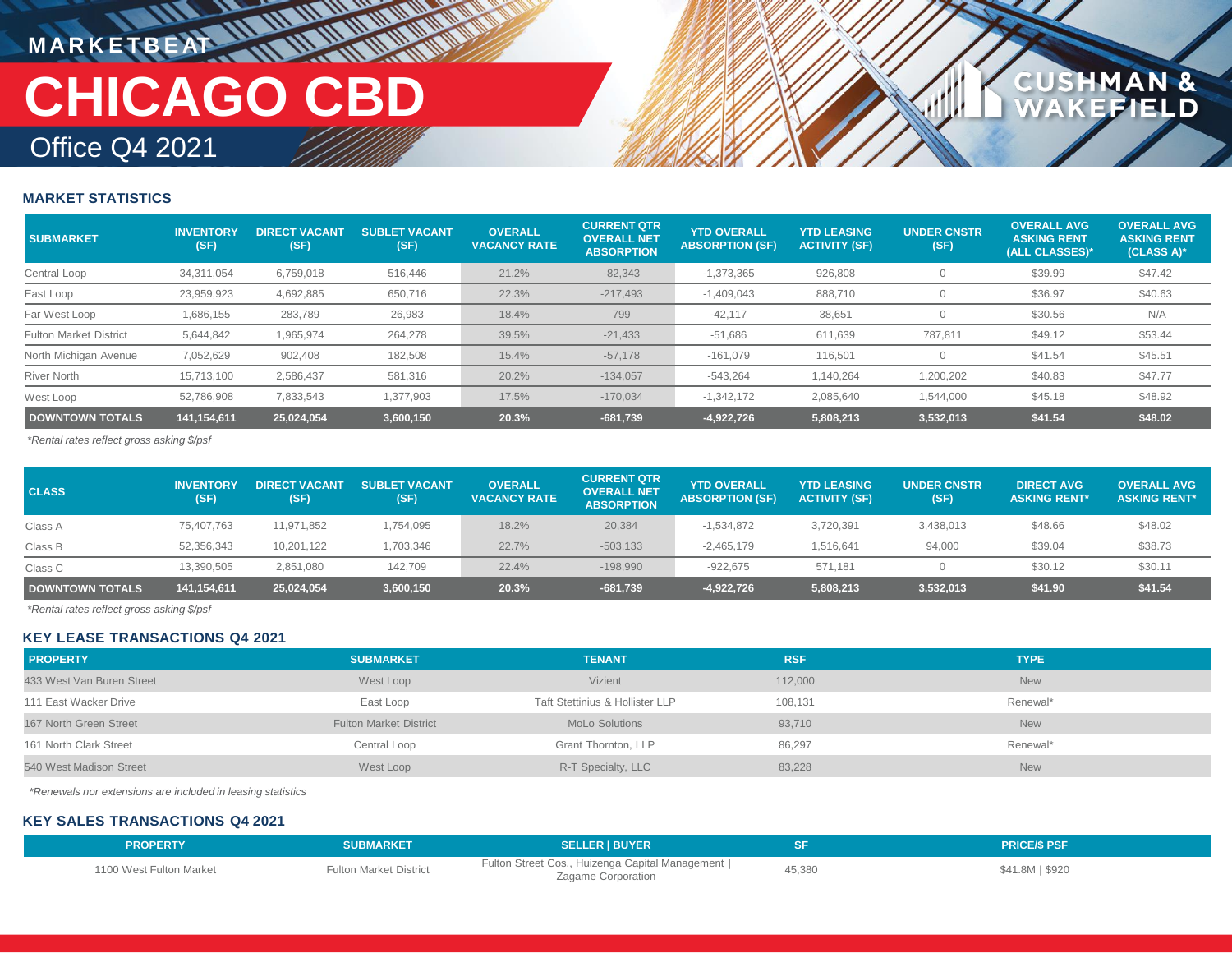MARKETBEAT

# CHICAGO CBD

Office Q4 2021

## MARKET STATISTICS

| SUBMARKET | INVENTORY (SF) | DIRECT VACANT (SF) | SUBLET VACANT (SF) | OVERALL VACANCY RATE | CURRENT QTR OVERALL NET ABSORPTION | YTD OVERALL ABSORPTION (SF) | YTD LEASING ACTIVITY (SF) | UNDER CNSTR (SF) | OVERALL AVG ASKING RENT (ALL CLASSES)* | OVERALL AVG ASKING RENT (CLASS A)* |
|---|---|---|---|---|---|---|---|---|---|---|
| Central Loop | 34,311,054 | 6,759,018 | 516,446 | 21.2% | -82,343 | -1,373,365 | 926,808 | 0 | $39.99 | $47.42 |
| East Loop | 23,959,923 | 4,692,885 | 650,716 | 22.3% | -217,493 | -1,409,043 | 888,710 | 0 | $36.97 | $40.63 |
| Far West Loop | 1,686,155 | 283,789 | 26,983 | 18.4% | 799 | -42,117 | 38,651 | 0 | $30.56 | N/A |
| Fulton Market District | 5,644,842 | 1,965,974 | 264,278 | 39.5% | -21,433 | -51,686 | 611,639 | 787,811 | $49.12 | $53.44 |
| North Michigan Avenue | 7,052,629 | 902,408 | 182,508 | 15.4% | -57,178 | -161,079 | 116,501 | 0 | $41.54 | $45.51 |
| River North | 15,713,100 | 2,586,437 | 581,316 | 20.2% | -134,057 | -543,264 | 1,140,264 | 1,200,202 | $40.83 | $47.77 |
| West Loop | 52,786,908 | 7,833,543 | 1,377,903 | 17.5% | -170,034 | -1,342,172 | 2,085,640 | 1,544,000 | $45.18 | $48.92 |
| **DOWNTOWN TOTALS** | **141,154,611** | **25,024,054** | **3,600,150** | **20.3%** | **-681,739** | **-4,922,726** | **5,808,213** | **3,532,013** | **$41.54** | **$48.02** |

*\*Rental rates reflect gross asking $/psf*

| CLASS | INVENTORY (SF) | DIRECT VACANT (SF) | SUBLET VACANT (SF) | OVERALL VACANCY RATE | CURRENT QTR OVERALL NET ABSORPTION | YTD OVERALL ABSORPTION (SF) | YTD LEASING ACTIVITY (SF) | UNDER CNSTR (SF) | DIRECT AVG ASKING RENT* | OVERALL AVG ASKING RENT* |
|---|---|---|---|---|---|---|---|---|---|---|
| Class A | 75,407,763 | 11,971,852 | 1,754,095 | 18.2% | 20,384 | -1,534,872 | 3,720,391 | 3,438,013 | $48.66 | $48.02 |
| Class B | 52,356,343 | 10,201,122 | 1,703,346 | 22.7% | -503,133 | -2,465,179 | 1,516,641 | 94,000 | $39.04 | $38.73 |
| Class C | 13,390,505 | 2,851,080 | 142,709 | 22.4% | -198,990 | -922,675 | 571,181 | 0 | $30.12 | $30.11 |
| **DOWNTOWN TOTALS** | **141,154,611** | **25,024,054** | **3,600,150** | **20.3%** | **-681,739** | **-4,922,726** | **5,808,213** | **3,532,013** | **$41.90** | **$41.54** |

*\*Rental rates reflect gross asking $/psf*

## KEY LEASE TRANSACTIONS Q4 2021

| PROPERTY | SUBMARKET | TENANT | RSF | TYPE |
|---|---|---|---|---|
| 433 West Van Buren Street | West Loop | Vizient | 112,000 | New |
| 111 East Wacker Drive | East Loop | Taft Stettinius & Hollister LLP | 108,131 | Renewal* |
| 167 North Green Street | Fulton Market District | MoLo Solutions | 93,710 | New |
| 161 North Clark Street | Central Loop | Grant Thornton, LLP | 86,297 | Renewal* |
| 540 West Madison Street | West Loop | R-T Specialty, LLC | 83,228 | New |

*\*Renewals nor extensions are included in leasing statistics*

## KEY SALES TRANSACTIONS Q4 2021

| PROPERTY | SUBMARKET | SELLER \| BUYER | SF | PRICE/$ PSF |
|---|---|---|---|---|
| 1100 West Fulton Market | Fulton Market District | Fulton Street Cos., Huizenga Capital Management \| Zagame Corporation | 45,380 | $41.8M \| $920 |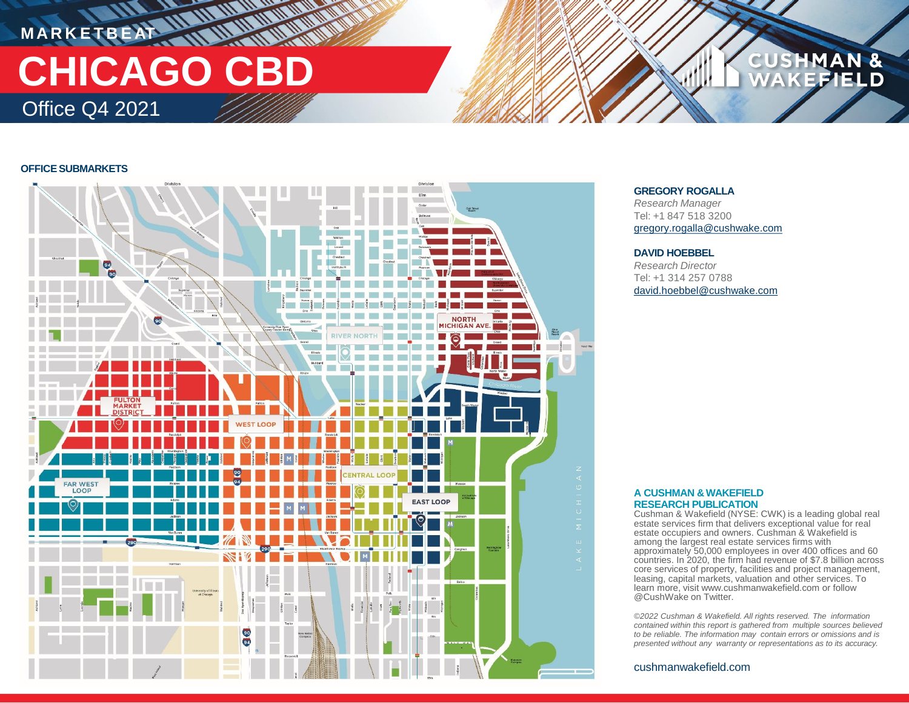MARKETBEAT

# CHICAGO CBD

Office Q4 2021

CUSHMAN & WAKEFIELD

## OFFICE SUBMARKETS

NORTH MICHIGAN AVE.

RIVER NORTH

FULTON MARKET DISTRICT

WEST LOOP

CENTRAL LOOP

EAST LOOP

FAR WEST LOOP

LAKE MICHIGAN

**GREGORY ROGALLA**
*Research Manager*
Tel: +1 847 518 3200
gregory.rogalla@cushwake.com

**DAVID HOEBBEL**
*Research Director*
Tel: +1 314 257 0788
david.hoebbel@cushwake.com

### A CUSHMAN & WAKEFIELD RESEARCH PUBLICATION

Cushman & Wakefield (NYSE: CWK) is a leading global real estate services firm that delivers exceptional value for real estate occupiers and owners. Cushman & Wakefield is among the largest real estate services firms with approximately 50,000 employees in over 400 offices and 60 countries. In 2020, the firm had revenue of $7.8 billion across core services of property, facilities and project management, leasing, capital markets, valuation and other services. To learn more, visit www.cushmanwakefield.com or follow @CushWake on Twitter.

*©2022 Cushman & Wakefield. All rights reserved. The information contained within this report is gathered from multiple sources believed to be reliable. The information may contain errors or omissions and is presented without any warranty or representations as to its accuracy.*

cushmanwakefield.com